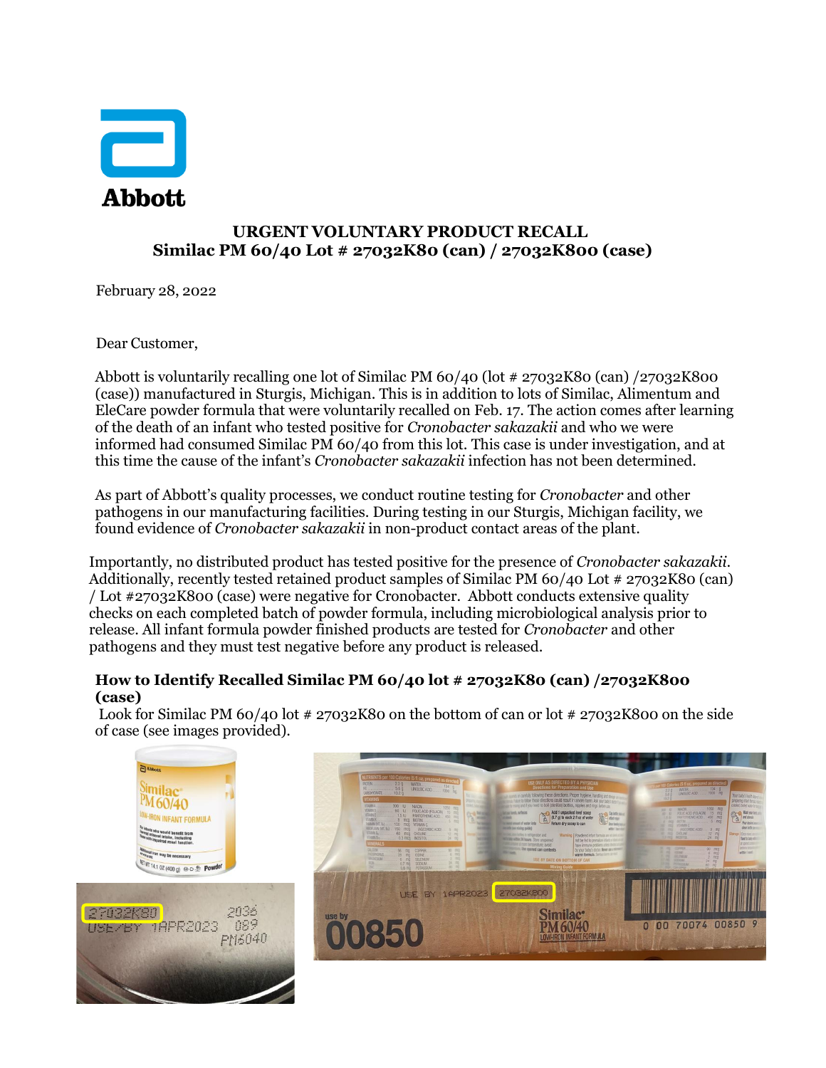# URGENT VOLUNTARY PRODUCT RECALL
## Similac PM 60/40 Lot # 27032K80 (can) / 27032K800 (case)

February 28, 2022

Dear Customer,

Abbott is voluntarily recalling one lot of Similac PM 60/40 (lot # 27032K80 (can) /27032K800 (case)) manufactured in Sturgis, Michigan. This is in addition to lots of Similac, Alimentum and EleCare powder formula that were voluntarily recalled on Feb. 17. The action comes after learning of the death of an infant who tested positive for *Cronobacter sakazakii* and who we were informed had consumed Similac PM 60/40 from this lot. This case is under investigation, and at this time the cause of the infant's *Cronobacter sakazakii* infection has not been determined.

As part of Abbott's quality processes, we conduct routine testing for *Cronobacter* and other pathogens in our manufacturing facilities. During testing in our Sturgis, Michigan facility, we found evidence of *Cronobacter sakazakii* in non-product contact areas of the plant.

Importantly, no distributed product has tested positive for the presence of *Cronobacter sakazakii*. Additionally, recently tested retained product samples of Similac PM 60/40 Lot # 27032K80 (can) / Lot #27032K800 (case) were negative for Cronobacter. Abbott conducts extensive quality checks on each completed batch of powder formula, including microbiological analysis prior to release. All infant formula powder finished products are tested for *Cronobacter* and other pathogens and they must test negative before any product is released.

### How to Identify Recalled Similac PM 60/40 lot # 27032K80 (can) /27032K800 (case)

Look for Similac PM 60/40 lot # 27032K80 on the bottom of can or lot # 27032K800 on the side of case (see images provided).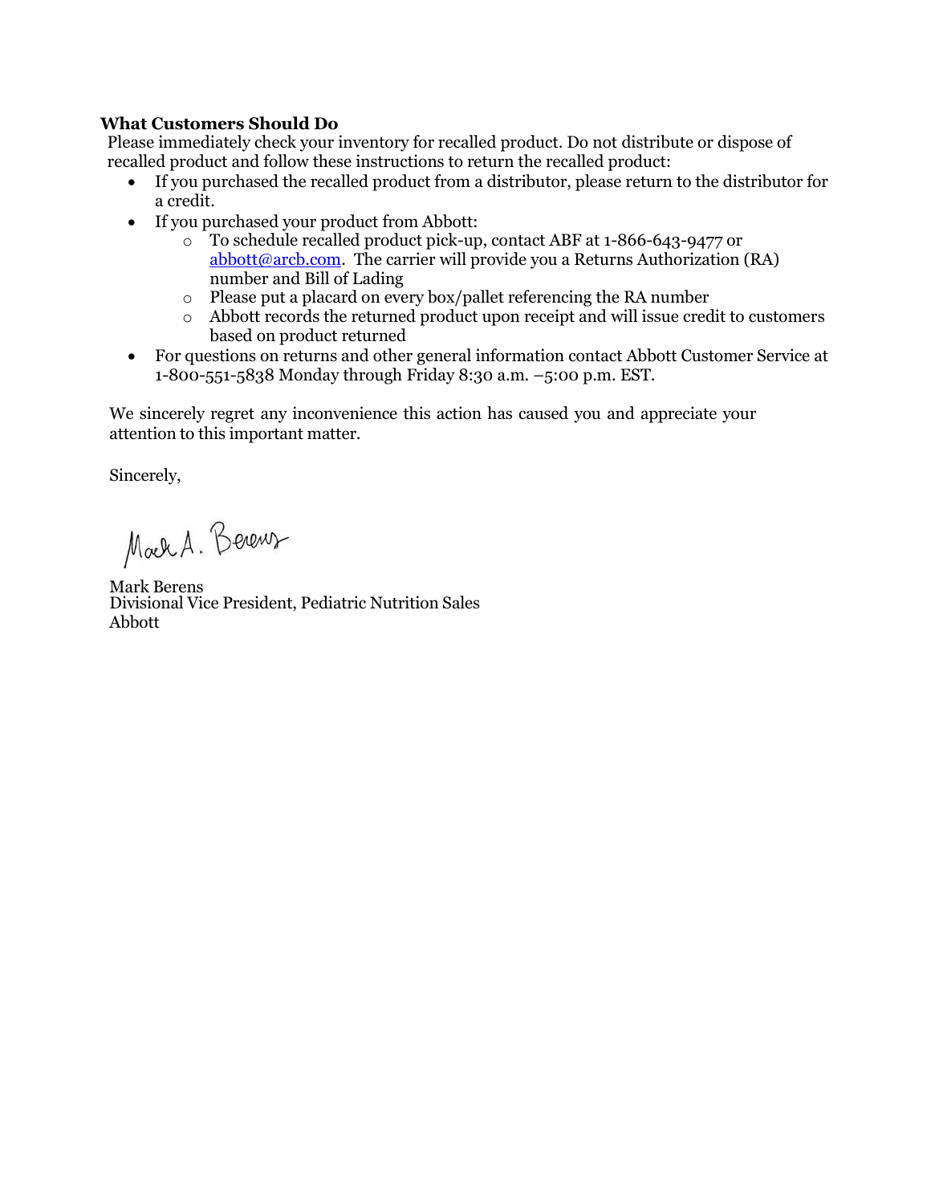**What Customers Should Do**

Please immediately check your inventory for recalled product. Do not distribute or dispose of recalled product and follow these instructions to return the recalled product:

- If you purchased the recalled product from a distributor, please return to the distributor for a credit.
- If you purchased your product from Abbott:
  - To schedule recalled product pick-up, contact ABF at 1-866-643-9477 or abbott@arcb.com. The carrier will provide you a Returns Authorization (RA) number and Bill of Lading
  - Please put a placard on every box/pallet referencing the RA number
  - Abbott records the returned product upon receipt and will issue credit to customers based on product returned
- For questions on returns and other general information contact Abbott Customer Service at 1-800-551-5838 Monday through Friday 8:30 a.m. –5:00 p.m. EST.

We sincerely regret any inconvenience this action has caused you and appreciate your attention to this important matter.

Sincerely,

Mark A. Berens

Mark Berens
Divisional Vice President, Pediatric Nutrition Sales
Abbott